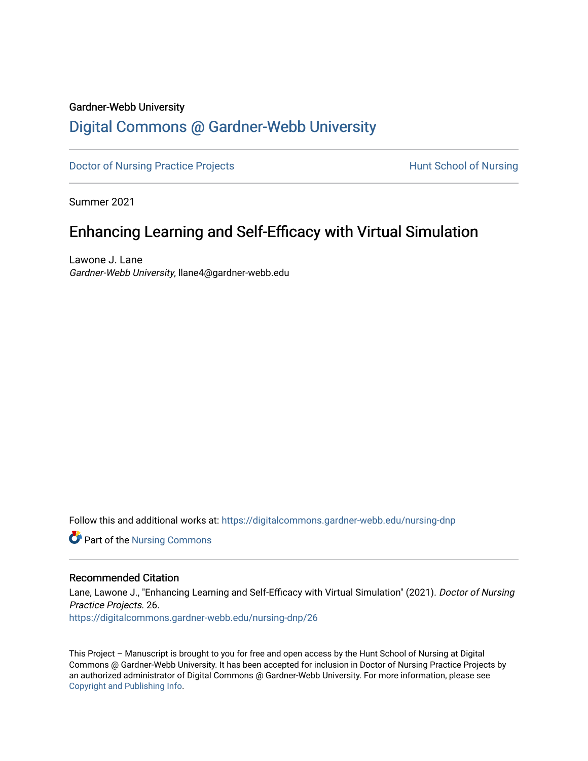Gardner-Webb University

# Digital Commons @ Gardner-Webb University

Doctor of Nursing Practice Projects | Hunt School of Nursing

Summer 2021

## Enhancing Learning and Self-Efficacy with Virtual Simulation

Lawone J. Lane
*Gardner-Webb University*, llane4@gardner-webb.edu

Follow this and additional works at: https://digitalcommons.gardner-webb.edu/nursing-dnp

Part of the Nursing Commons

### Recommended Citation

Lane, Lawone J., "Enhancing Learning and Self-Efficacy with Virtual Simulation" (2021). *Doctor of Nursing Practice Projects*. 26.
https://digitalcommons.gardner-webb.edu/nursing-dnp/26

This Project – Manuscript is brought to you for free and open access by the Hunt School of Nursing at Digital Commons @ Gardner-Webb University. It has been accepted for inclusion in Doctor of Nursing Practice Projects by an authorized administrator of Digital Commons @ Gardner-Webb University. For more information, please see Copyright and Publishing Info.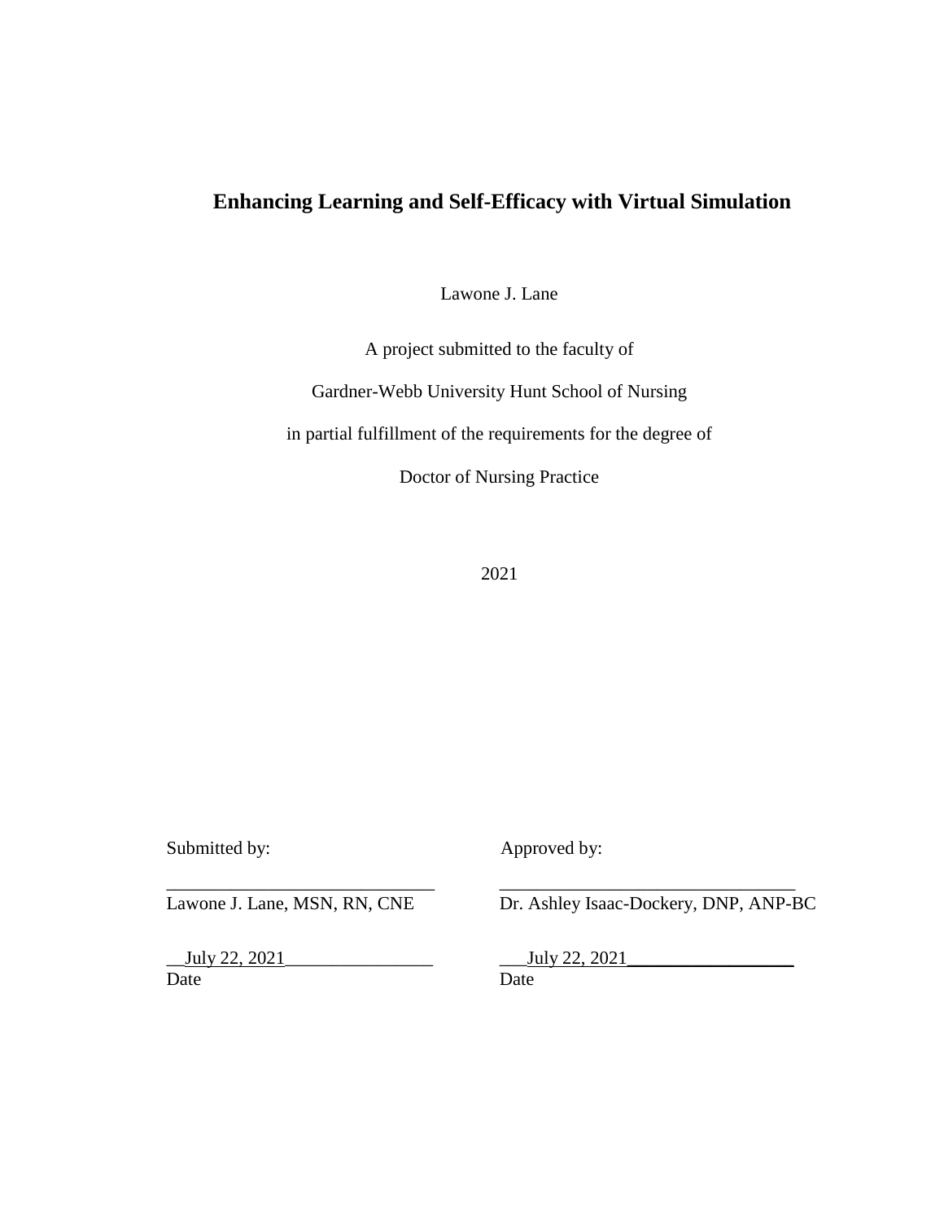# Enhancing Learning and Self-Efficacy with Virtual Simulation

Lawone J. Lane

A project submitted to the faculty of

Gardner-Webb University Hunt School of Nursing

in partial fulfillment of the requirements for the degree of

Doctor of Nursing Practice

2021

| Submitted by: | Approved by: |
|---|---|
| ______________________________ | ________________________________ |
| Lawone J. Lane, MSN, RN, CNE | Dr. Ashley Isaac-Dockery, DNP, ANP-BC |
| __July 22, 2021________________ | ___July 22, 2021__________________ |
| Date | Date |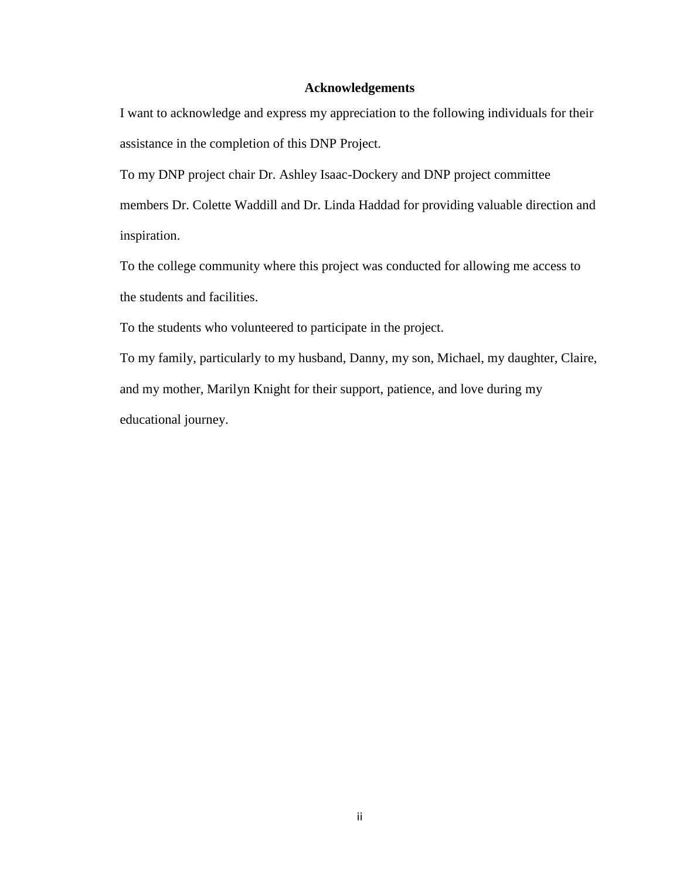## Acknowledgements

I want to acknowledge and express my appreciation to the following individuals for their assistance in the completion of this DNP Project.

To my DNP project chair Dr. Ashley Isaac-Dockery and DNP project committee members Dr. Colette Waddill and Dr. Linda Haddad for providing valuable direction and inspiration.

To the college community where this project was conducted for allowing me access to the students and facilities.

To the students who volunteered to participate in the project.

To my family, particularly to my husband, Danny, my son, Michael, my daughter, Claire, and my mother, Marilyn Knight for their support, patience, and love during my educational journey.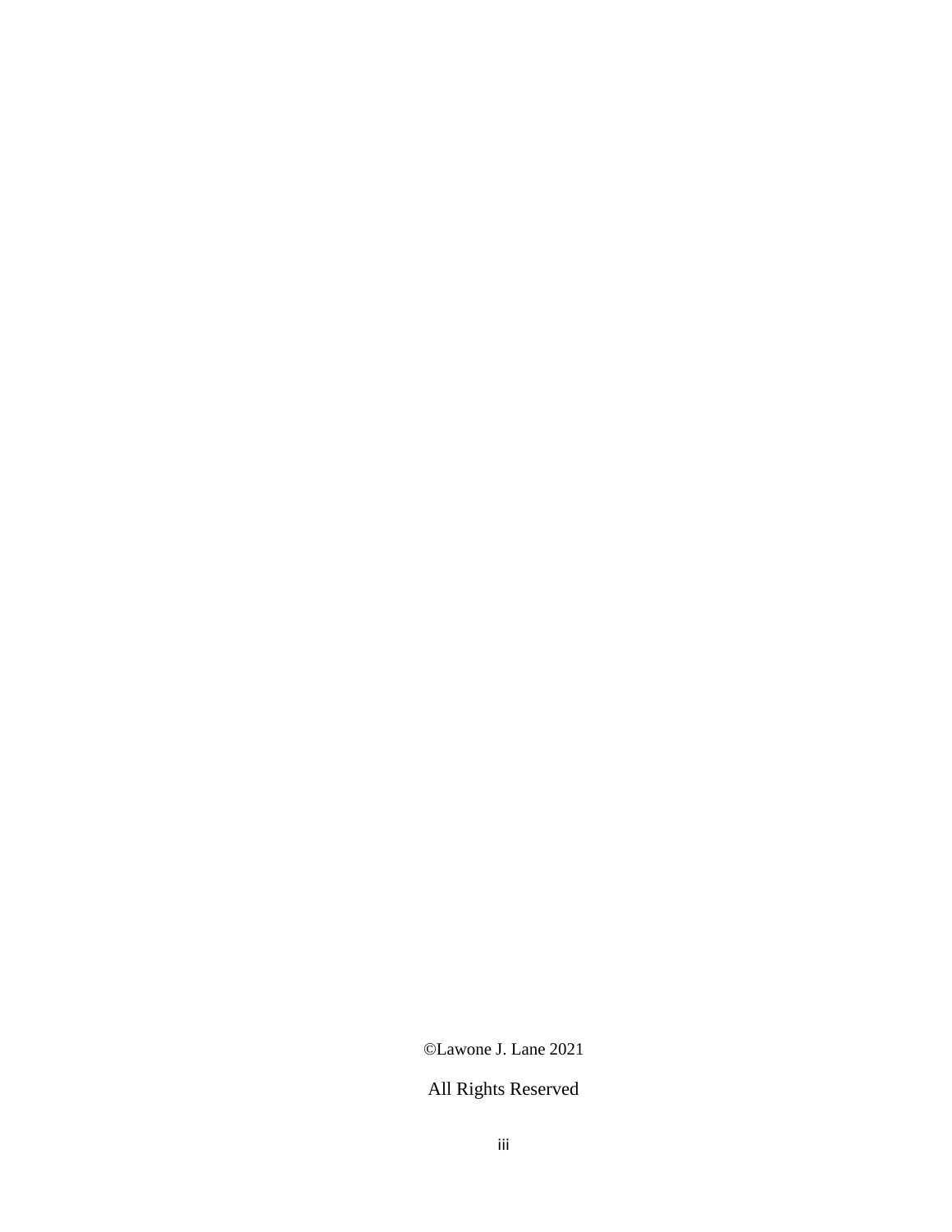©Lawone J. Lane 2021

All Rights Reserved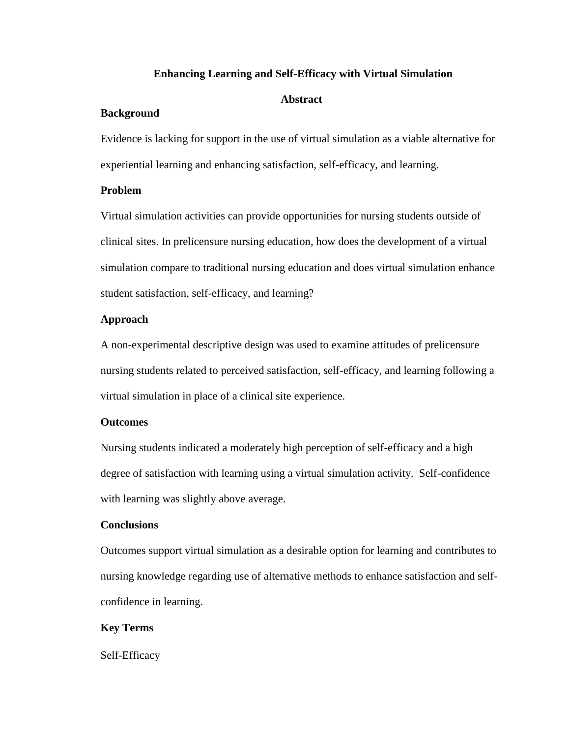## Enhancing Learning and Self-Efficacy with Virtual Simulation

### Abstract

#### Background

Evidence is lacking for support in the use of virtual simulation as a viable alternative for experiential learning and enhancing satisfaction, self-efficacy, and learning.

#### Problem

Virtual simulation activities can provide opportunities for nursing students outside of clinical sites. In prelicensure nursing education, how does the development of a virtual simulation compare to traditional nursing education and does virtual simulation enhance student satisfaction, self-efficacy, and learning?

#### Approach

A non-experimental descriptive design was used to examine attitudes of prelicensure nursing students related to perceived satisfaction, self-efficacy, and learning following a virtual simulation in place of a clinical site experience.

#### Outcomes

Nursing students indicated a moderately high perception of self-efficacy and a high degree of satisfaction with learning using a virtual simulation activity. Self-confidence with learning was slightly above average.

#### Conclusions

Outcomes support virtual simulation as a desirable option for learning and contributes to nursing knowledge regarding use of alternative methods to enhance satisfaction and self-confidence in learning.

#### Key Terms

Self-Efficacy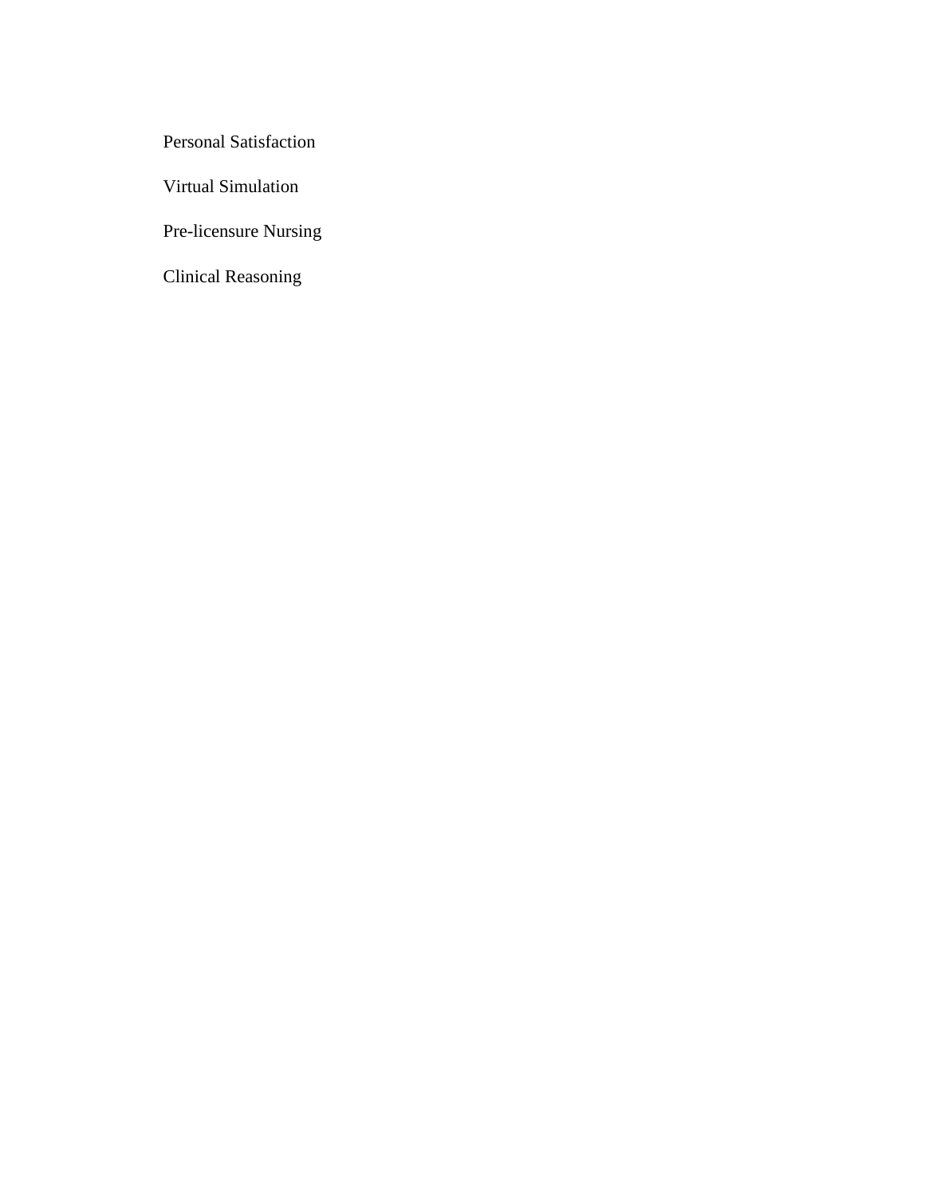Personal Satisfaction

Virtual Simulation

Pre-licensure Nursing

Clinical Reasoning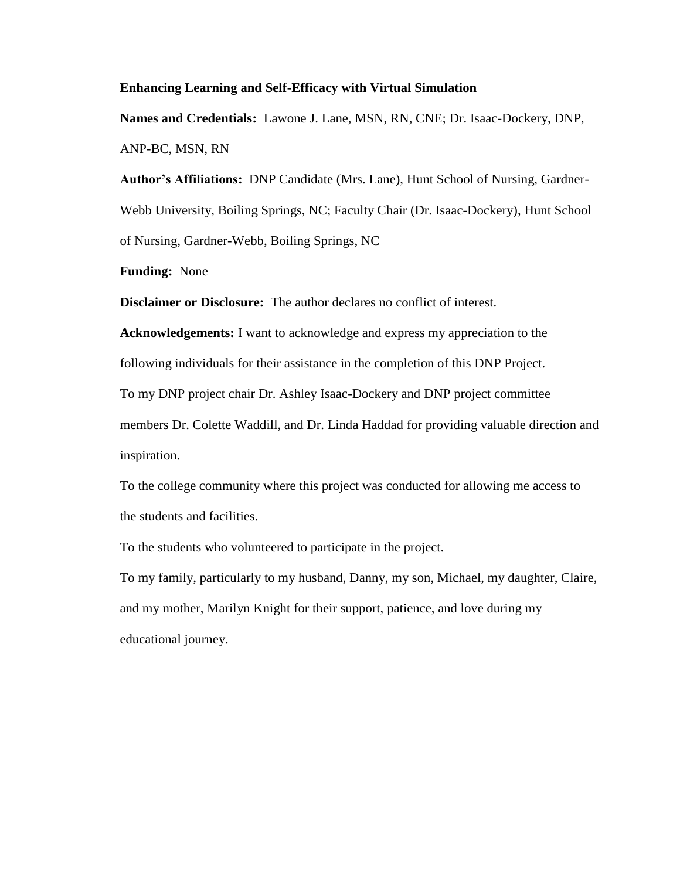**Enhancing Learning and Self-Efficacy with Virtual Simulation**

**Names and Credentials:** Lawone J. Lane, MSN, RN, CNE; Dr. Isaac-Dockery, DNP, ANP-BC, MSN, RN

**Author's Affiliations:** DNP Candidate (Mrs. Lane), Hunt School of Nursing, Gardner-Webb University, Boiling Springs, NC; Faculty Chair (Dr. Isaac-Dockery), Hunt School of Nursing, Gardner-Webb, Boiling Springs, NC

**Funding:** None

**Disclaimer or Disclosure:** The author declares no conflict of interest.

**Acknowledgements:** I want to acknowledge and express my appreciation to the following individuals for their assistance in the completion of this DNP Project.

To my DNP project chair Dr. Ashley Isaac-Dockery and DNP project committee members Dr. Colette Waddill, and Dr. Linda Haddad for providing valuable direction and inspiration.

To the college community where this project was conducted for allowing me access to the students and facilities.

To the students who volunteered to participate in the project.

To my family, particularly to my husband, Danny, my son, Michael, my daughter, Claire, and my mother, Marilyn Knight for their support, patience, and love during my educational journey.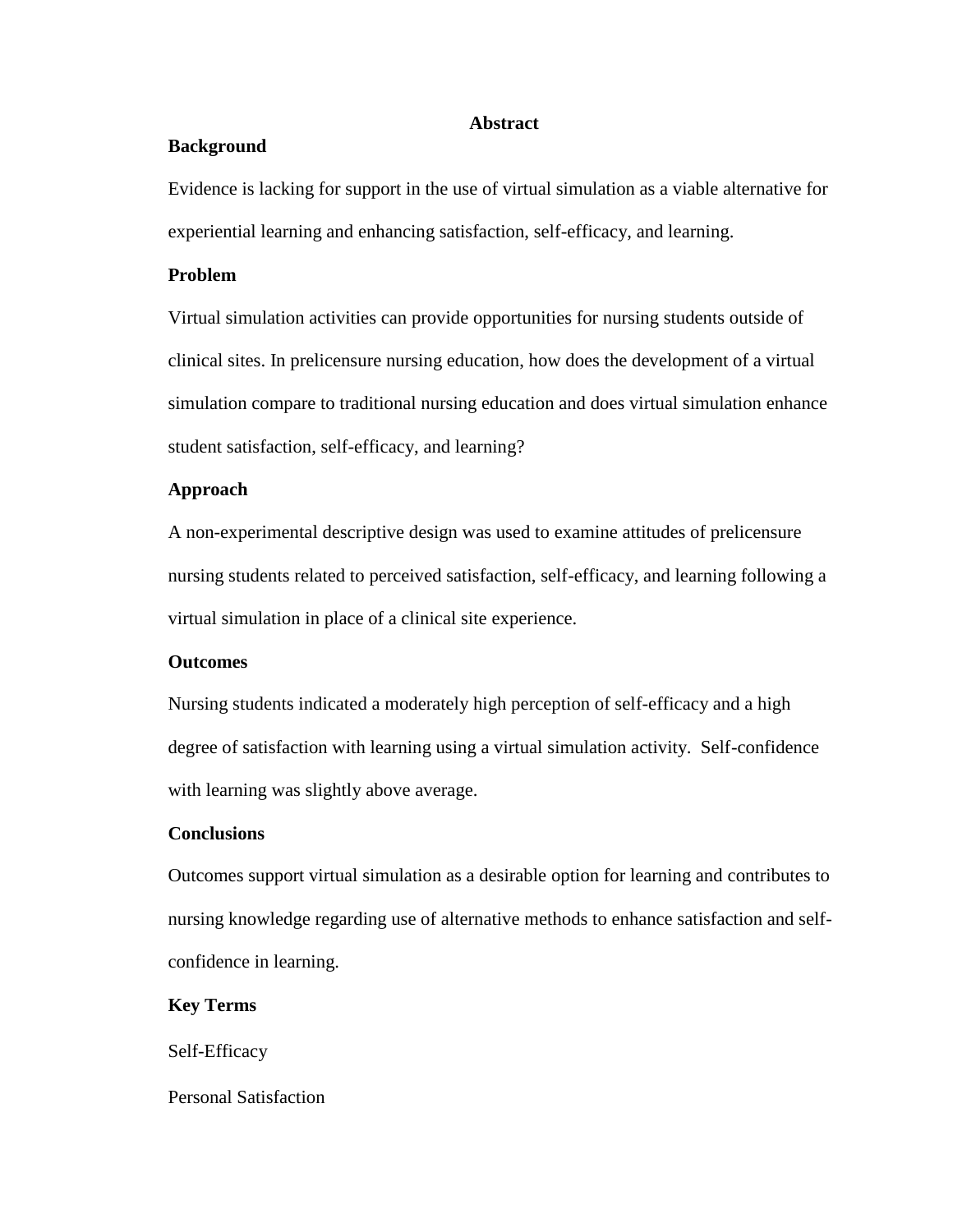## Abstract

### Background

Evidence is lacking for support in the use of virtual simulation as a viable alternative for experiential learning and enhancing satisfaction, self-efficacy, and learning.

### Problem

Virtual simulation activities can provide opportunities for nursing students outside of clinical sites. In prelicensure nursing education, how does the development of a virtual simulation compare to traditional nursing education and does virtual simulation enhance student satisfaction, self-efficacy, and learning?

### Approach

A non-experimental descriptive design was used to examine attitudes of prelicensure nursing students related to perceived satisfaction, self-efficacy, and learning following a virtual simulation in place of a clinical site experience.

### Outcomes

Nursing students indicated a moderately high perception of self-efficacy and a high degree of satisfaction with learning using a virtual simulation activity. Self-confidence with learning was slightly above average.

### Conclusions

Outcomes support virtual simulation as a desirable option for learning and contributes to nursing knowledge regarding use of alternative methods to enhance satisfaction and self-confidence in learning.

### Key Terms

Self-Efficacy

Personal Satisfaction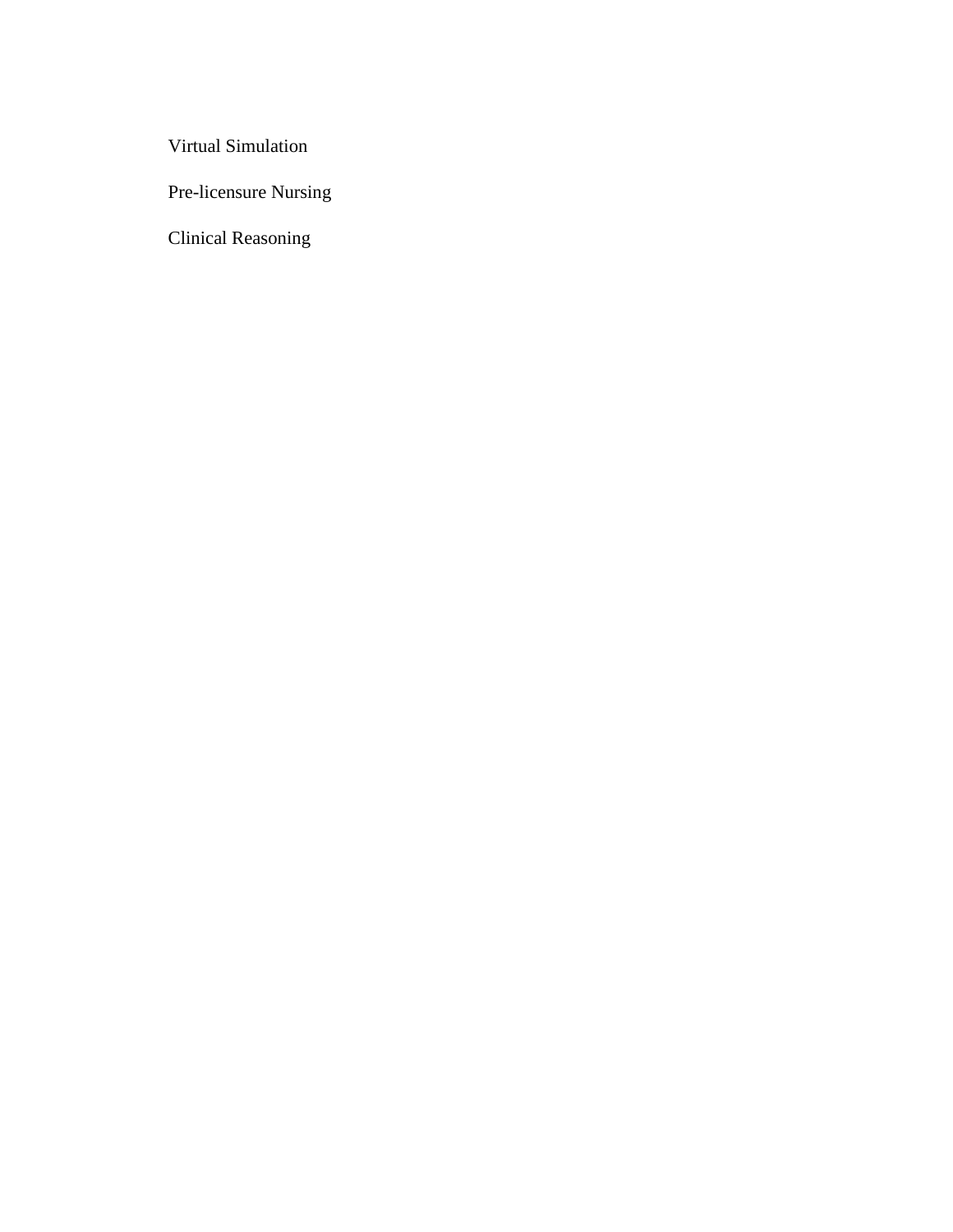Virtual Simulation

Pre-licensure Nursing

Clinical Reasoning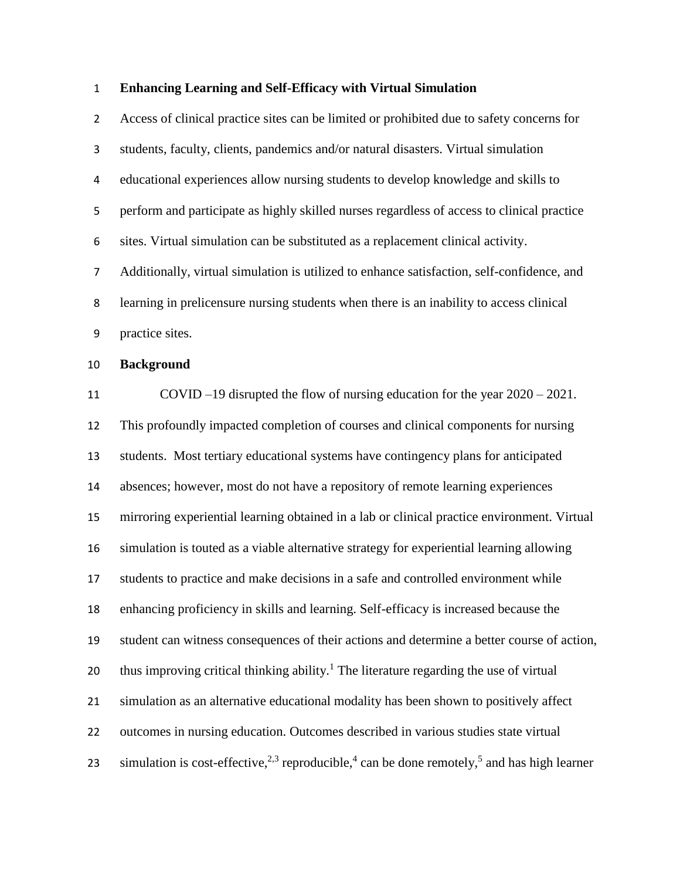**Enhancing Learning and Self-Efficacy with Virtual Simulation**

Access of clinical practice sites can be limited or prohibited due to safety concerns for students, faculty, clients, pandemics and/or natural disasters. Virtual simulation educational experiences allow nursing students to develop knowledge and skills to perform and participate as highly skilled nurses regardless of access to clinical practice sites. Virtual simulation can be substituted as a replacement clinical activity. Additionally, virtual simulation is utilized to enhance satisfaction, self-confidence, and learning in prelicensure nursing students when there is an inability to access clinical practice sites.

**Background**

COVID –19 disrupted the flow of nursing education for the year 2020 – 2021. This profoundly impacted completion of courses and clinical components for nursing students. Most tertiary educational systems have contingency plans for anticipated absences; however, most do not have a repository of remote learning experiences mirroring experiential learning obtained in a lab or clinical practice environment. Virtual simulation is touted as a viable alternative strategy for experiential learning allowing students to practice and make decisions in a safe and controlled environment while enhancing proficiency in skills and learning. Self-efficacy is increased because the student can witness consequences of their actions and determine a better course of action, thus improving critical thinking ability.[1] The literature regarding the use of virtual simulation as an alternative educational modality has been shown to positively affect outcomes in nursing education. Outcomes described in various studies state virtual simulation is cost-effective,[2,3] reproducible,[4] can be done remotely,[5] and has high learner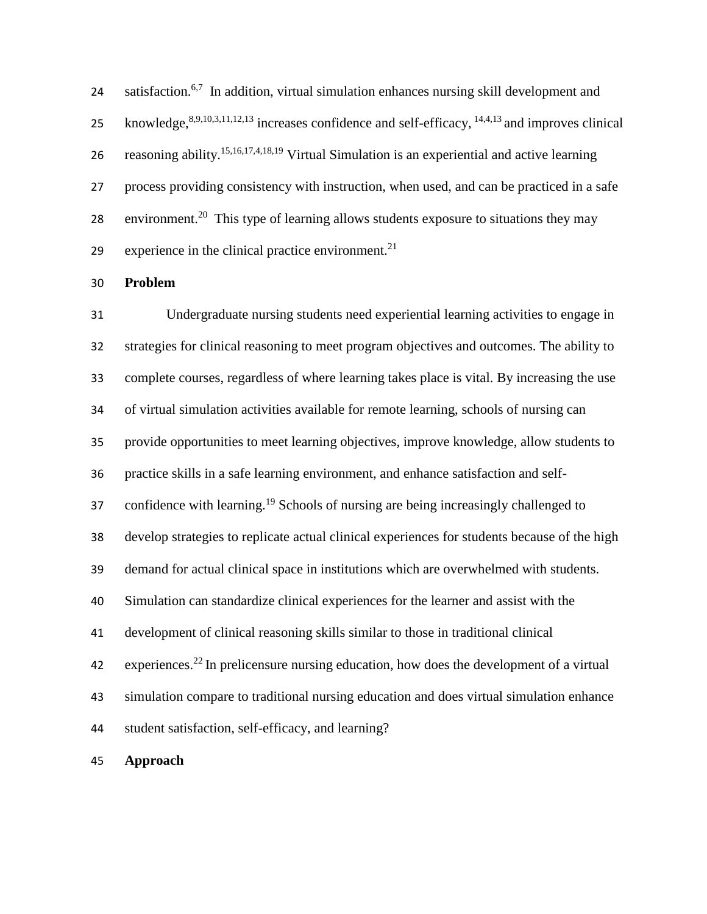satisfaction.[6,7] In addition, virtual simulation enhances nursing skill development and knowledge,[8,9,10,3,11,12,13] increases confidence and self-efficacy, [14,4,13] and improves clinical reasoning ability.[15,16,17,4,18,19] Virtual Simulation is an experiential and active learning process providing consistency with instruction, when used, and can be practiced in a safe environment.[20] This type of learning allows students exposure to situations they may experience in the clinical practice environment.[21]

**Problem**

Undergraduate nursing students need experiential learning activities to engage in strategies for clinical reasoning to meet program objectives and outcomes. The ability to complete courses, regardless of where learning takes place is vital. By increasing the use of virtual simulation activities available for remote learning, schools of nursing can provide opportunities to meet learning objectives, improve knowledge, allow students to practice skills in a safe learning environment, and enhance satisfaction and self-confidence with learning.[19] Schools of nursing are being increasingly challenged to develop strategies to replicate actual clinical experiences for students because of the high demand for actual clinical space in institutions which are overwhelmed with students. Simulation can standardize clinical experiences for the learner and assist with the development of clinical reasoning skills similar to those in traditional clinical experiences.[22] In prelicensure nursing education, how does the development of a virtual simulation compare to traditional nursing education and does virtual simulation enhance student satisfaction, self-efficacy, and learning?

**Approach**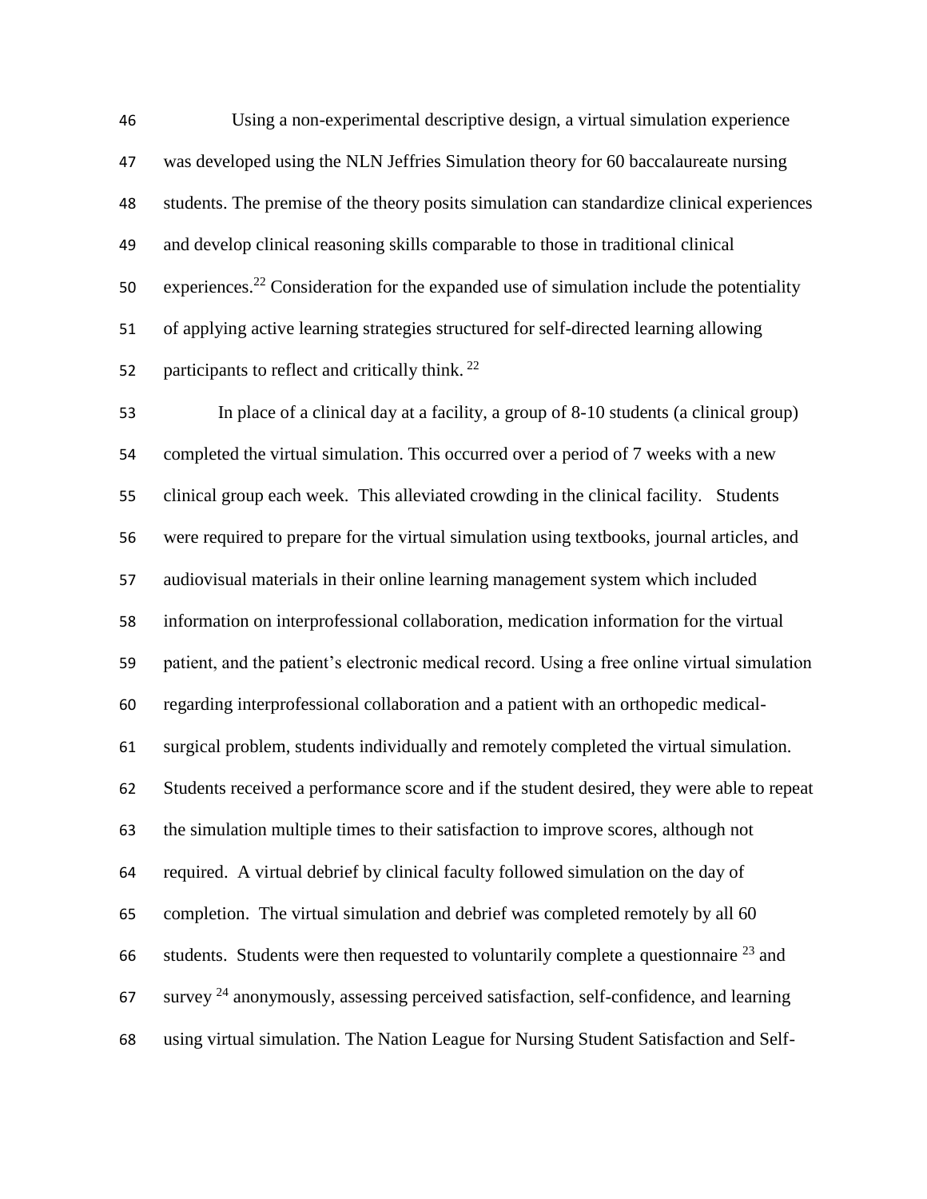Using a non-experimental descriptive design, a virtual simulation experience was developed using the NLN Jeffries Simulation theory for 60 baccalaureate nursing students. The premise of the theory posits simulation can standardize clinical experiences and develop clinical reasoning skills comparable to those in traditional clinical experiences.[22] Consideration for the expanded use of simulation include the potentiality of applying active learning strategies structured for self-directed learning allowing participants to reflect and critically think. [22]

In place of a clinical day at a facility, a group of 8-10 students (a clinical group) completed the virtual simulation. This occurred over a period of 7 weeks with a new clinical group each week. This alleviated crowding in the clinical facility. Students were required to prepare for the virtual simulation using textbooks, journal articles, and audiovisual materials in their online learning management system which included information on interprofessional collaboration, medication information for the virtual patient, and the patient's electronic medical record. Using a free online virtual simulation regarding interprofessional collaboration and a patient with an orthopedic medical-surgical problem, students individually and remotely completed the virtual simulation. Students received a performance score and if the student desired, they were able to repeat the simulation multiple times to their satisfaction to improve scores, although not required. A virtual debrief by clinical faculty followed simulation on the day of completion. The virtual simulation and debrief was completed remotely by all 60 students. Students were then requested to voluntarily complete a questionnaire [23] and survey [24] anonymously, assessing perceived satisfaction, self-confidence, and learning using virtual simulation. The Nation League for Nursing Student Satisfaction and Self-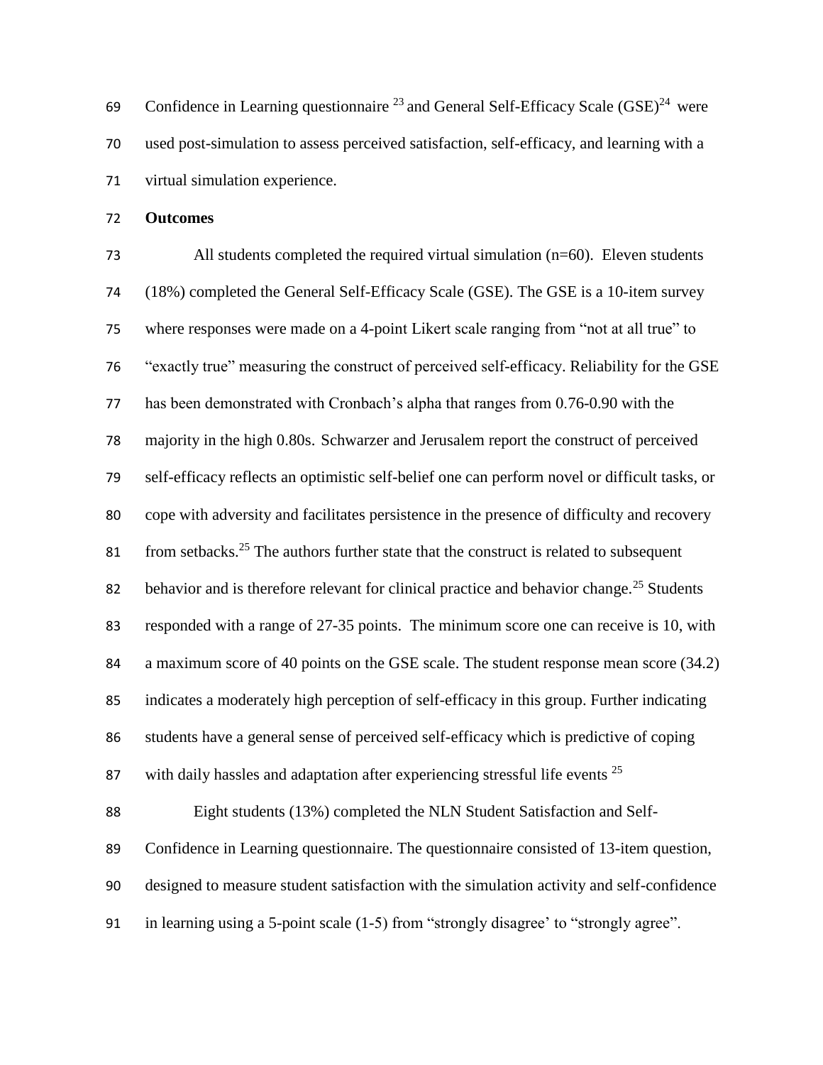Confidence in Learning questionnaire [23] and General Self-Efficacy Scale (GSE)[24] were used post-simulation to assess perceived satisfaction, self-efficacy, and learning with a virtual simulation experience.

**Outcomes**

All students completed the required virtual simulation (n=60). Eleven students (18%) completed the General Self-Efficacy Scale (GSE). The GSE is a 10-item survey where responses were made on a 4-point Likert scale ranging from "not at all true" to "exactly true" measuring the construct of perceived self-efficacy. Reliability for the GSE has been demonstrated with Cronbach's alpha that ranges from 0.76-0.90 with the majority in the high 0.80s. Schwarzer and Jerusalem report the construct of perceived self-efficacy reflects an optimistic self-belief one can perform novel or difficult tasks, or cope with adversity and facilitates persistence in the presence of difficulty and recovery from setbacks.[25] The authors further state that the construct is related to subsequent behavior and is therefore relevant for clinical practice and behavior change.[25] Students responded with a range of 27-35 points. The minimum score one can receive is 10, with a maximum score of 40 points on the GSE scale. The student response mean score (34.2) indicates a moderately high perception of self-efficacy in this group. Further indicating students have a general sense of perceived self-efficacy which is predictive of coping with daily hassles and adaptation after experiencing stressful life events [25]

Eight students (13%) completed the NLN Student Satisfaction and Self-Confidence in Learning questionnaire. The questionnaire consisted of 13-item question, designed to measure student satisfaction with the simulation activity and self-confidence in learning using a 5-point scale (1-5) from "strongly disagree' to "strongly agree".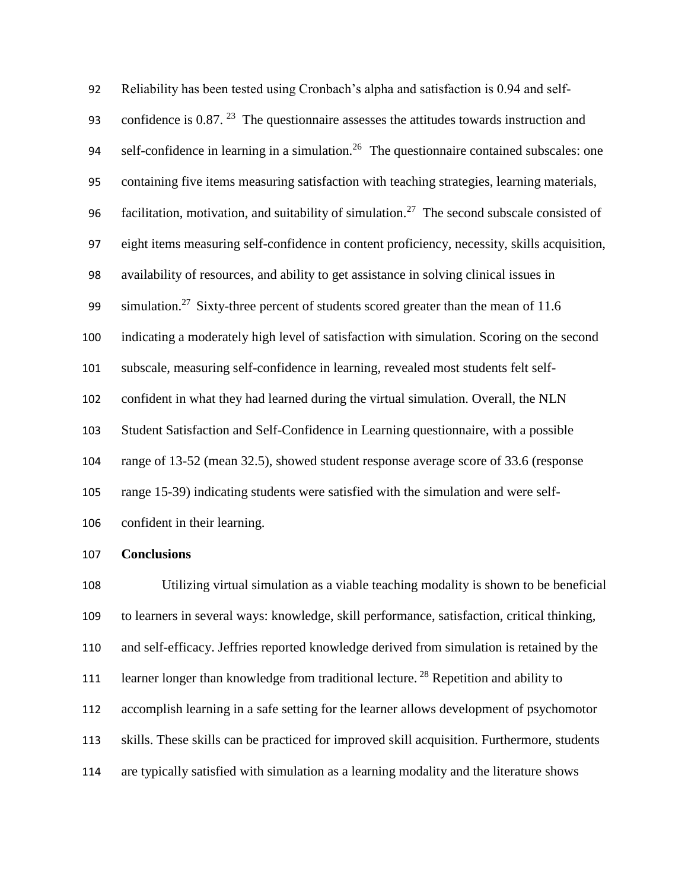Reliability has been tested using Cronbach's alpha and satisfaction is 0.94 and self-confidence is 0.87. [23] The questionnaire assesses the attitudes towards instruction and self-confidence in learning in a simulation.[26] The questionnaire contained subscales: one containing five items measuring satisfaction with teaching strategies, learning materials, facilitation, motivation, and suitability of simulation.[27] The second subscale consisted of eight items measuring self-confidence in content proficiency, necessity, skills acquisition, availability of resources, and ability to get assistance in solving clinical issues in simulation.[27] Sixty-three percent of students scored greater than the mean of 11.6 indicating a moderately high level of satisfaction with simulation. Scoring on the second subscale, measuring self-confidence in learning, revealed most students felt self-confident in what they had learned during the virtual simulation. Overall, the NLN Student Satisfaction and Self-Confidence in Learning questionnaire, with a possible range of 13-52 (mean 32.5), showed student response average score of 33.6 (response range 15-39) indicating students were satisfied with the simulation and were self-confident in their learning.

**Conclusions**

Utilizing virtual simulation as a viable teaching modality is shown to be beneficial to learners in several ways: knowledge, skill performance, satisfaction, critical thinking, and self-efficacy. Jeffries reported knowledge derived from simulation is retained by the learner longer than knowledge from traditional lecture. [28] Repetition and ability to accomplish learning in a safe setting for the learner allows development of psychomotor skills. These skills can be practiced for improved skill acquisition. Furthermore, students are typically satisfied with simulation as a learning modality and the literature shows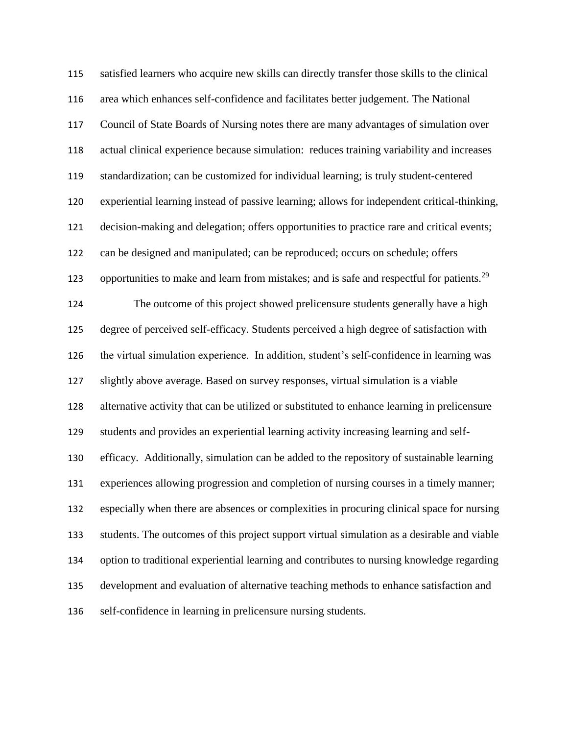satisfied learners who acquire new skills can directly transfer those skills to the clinical area which enhances self-confidence and facilitates better judgement. The National Council of State Boards of Nursing notes there are many advantages of simulation over actual clinical experience because simulation: reduces training variability and increases standardization; can be customized for individual learning; is truly student-centered experiential learning instead of passive learning; allows for independent critical-thinking, decision-making and delegation; offers opportunities to practice rare and critical events; can be designed and manipulated; can be reproduced; occurs on schedule; offers opportunities to make and learn from mistakes; and is safe and respectful for patients.[29]

The outcome of this project showed prelicensure students generally have a high degree of perceived self-efficacy. Students perceived a high degree of satisfaction with the virtual simulation experience. In addition, student's self-confidence in learning was slightly above average. Based on survey responses, virtual simulation is a viable alternative activity that can be utilized or substituted to enhance learning in prelicensure students and provides an experiential learning activity increasing learning and self-efficacy. Additionally, simulation can be added to the repository of sustainable learning experiences allowing progression and completion of nursing courses in a timely manner; especially when there are absences or complexities in procuring clinical space for nursing students. The outcomes of this project support virtual simulation as a desirable and viable option to traditional experiential learning and contributes to nursing knowledge regarding development and evaluation of alternative teaching methods to enhance satisfaction and self-confidence in learning in prelicensure nursing students.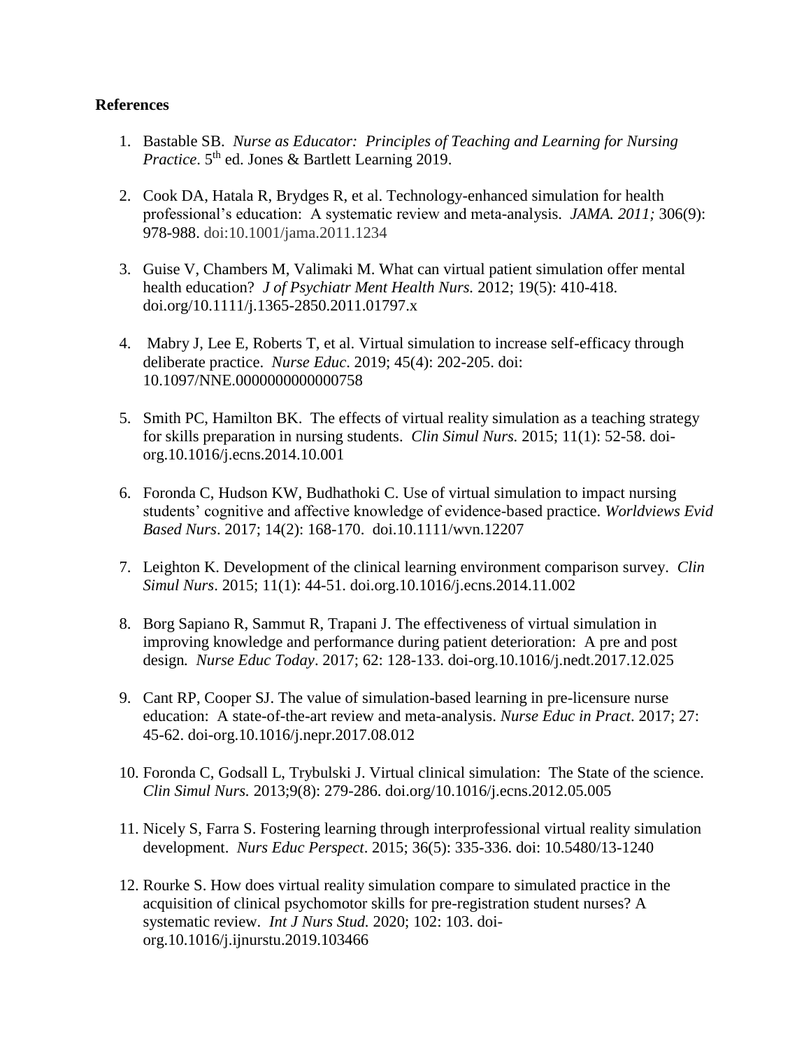**References**

1. Bastable SB. *Nurse as Educator: Principles of Teaching and Learning for Nursing Practice*. 5th ed. Jones & Bartlett Learning 2019.

2. Cook DA, Hatala R, Brydges R, et al. Technology-enhanced simulation for health professional's education: A systematic review and meta-analysis. *JAMA. 2011;* 306(9): 978-988. doi:10.1001/jama.2011.1234

3. Guise V, Chambers M, Valimaki M. What can virtual patient simulation offer mental health education? *J of Psychiatr Ment Health Nurs.* 2012; 19(5): 410-418. doi.org/10.1111/j.1365-2850.2011.01797.x

4. Mabry J, Lee E, Roberts T, et al. Virtual simulation to increase self-efficacy through deliberate practice. *Nurse Educ*. 2019; 45(4): 202-205. doi: 10.1097/NNE.0000000000000758

5. Smith PC, Hamilton BK. The effects of virtual reality simulation as a teaching strategy for skills preparation in nursing students. *Clin Simul Nurs.* 2015; 11(1): 52-58. doi-org.10.1016/j.ecns.2014.10.001

6. Foronda C, Hudson KW, Budhathoki C. Use of virtual simulation to impact nursing students' cognitive and affective knowledge of evidence-based practice. *Worldviews Evid Based Nurs*. 2017; 14(2): 168-170. doi.10.1111/wvn.12207

7. Leighton K. Development of the clinical learning environment comparison survey. *Clin Simul Nurs*. 2015; 11(1): 44-51. doi.org.10.1016/j.ecns.2014.11.002

8. Borg Sapiano R, Sammut R, Trapani J. The effectiveness of virtual simulation in improving knowledge and performance during patient deterioration: A pre and post design*. Nurse Educ Today*. 2017; 62: 128-133. doi-org.10.1016/j.nedt.2017.12.025

9. Cant RP, Cooper SJ. The value of simulation-based learning in pre-licensure nurse education: A state-of-the-art review and meta-analysis. *Nurse Educ in Pract*. 2017; 27: 45-62. doi-org.10.1016/j.nepr.2017.08.012

10. Foronda C, Godsall L, Trybulski J. Virtual clinical simulation: The State of the science. *Clin Simul Nurs.* 2013;9(8): 279-286. doi.org/10.1016/j.ecns.2012.05.005

11. Nicely S, Farra S. Fostering learning through interprofessional virtual reality simulation development. *Nurs Educ Perspect*. 2015; 36(5): 335-336. doi: 10.5480/13-1240

12. Rourke S. How does virtual reality simulation compare to simulated practice in the acquisition of clinical psychomotor skills for pre-registration student nurses? A systematic review. *Int J Nurs Stud.* 2020; 102: 103. doi-org.10.1016/j.ijnurstu.2019.103466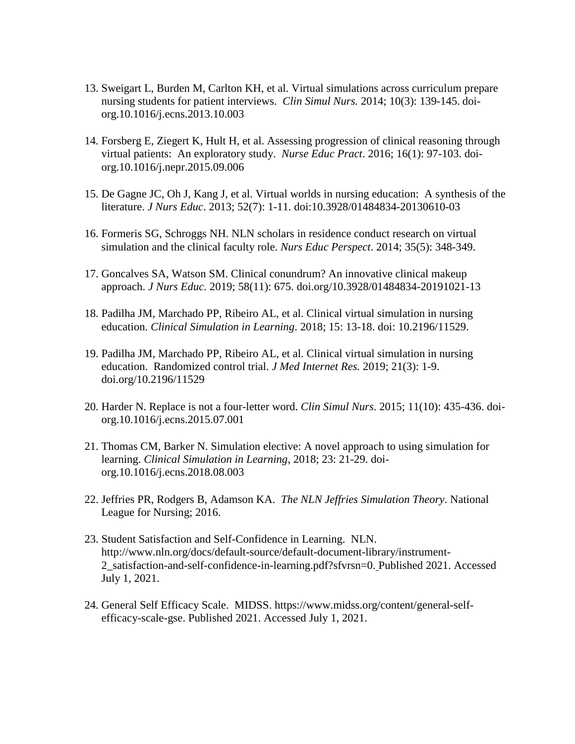13. Sweigart L, Burden M, Carlton KH, et al. Virtual simulations across curriculum prepare nursing students for patient interviews. *Clin Simul Nurs.* 2014; 10(3): 139-145. doi-org.10.1016/j.ecns.2013.10.003

14. Forsberg E, Ziegert K, Hult H, et al. Assessing progression of clinical reasoning through virtual patients: An exploratory study. *Nurse Educ Pract*. 2016; 16(1): 97-103. doi-org.10.1016/j.nepr.2015.09.006

15. De Gagne JC, Oh J, Kang J, et al. Virtual worlds in nursing education: A synthesis of the literature. *J Nurs Educ*. 2013; 52(7): 1-11. doi:10.3928/01484834-20130610-03

16. Formeris SG, Schroggs NH. NLN scholars in residence conduct research on virtual simulation and the clinical faculty role. *Nurs Educ Perspect*. 2014; 35(5): 348-349.

17. Goncalves SA, Watson SM. Clinical conundrum? An innovative clinical makeup approach. *J Nurs Educ.* 2019; 58(11): 675. doi.org/10.3928/01484834-20191021-13

18. Padilha JM, Marchado PP, Ribeiro AL, et al. Clinical virtual simulation in nursing education. *Clinical Simulation in Learning*. 2018; 15: 13-18. doi: 10.2196/11529.

19. Padilha JM, Marchado PP, Ribeiro AL, et al. Clinical virtual simulation in nursing education. Randomized control trial. *J Med Internet Res.* 2019; 21(3): 1-9. doi.org/10.2196/11529

20. Harder N. Replace is not a four-letter word. *Clin Simul Nurs*. 2015; 11(10): 435-436. doi-org.10.1016/j.ecns.2015.07.001

21. Thomas CM, Barker N. Simulation elective: A novel approach to using simulation for learning. *Clinical Simulation in Learning*, 2018; 23: 21-29. doi-org.10.1016/j.ecns.2018.08.003

22. Jeffries PR, Rodgers B, Adamson KA. *The NLN Jeffries Simulation Theory*. National League for Nursing; 2016.

23. Student Satisfaction and Self-Confidence in Learning. NLN. http://www.nln.org/docs/default-source/default-document-library/instrument-2_satisfaction-and-self-confidence-in-learning.pdf?sfvrsn=0. Published 2021. Accessed July 1, 2021.

24. General Self Efficacy Scale. MIDSS. https://www.midss.org/content/general-self-efficacy-scale-gse. Published 2021. Accessed July 1, 2021.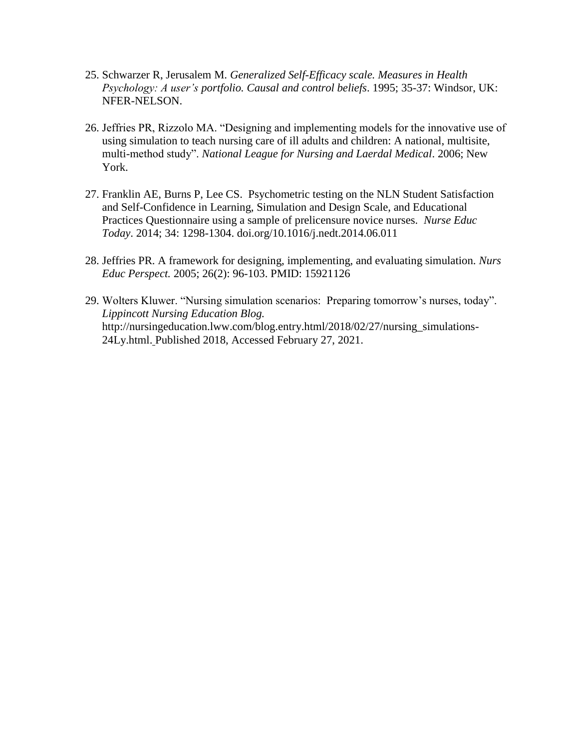25. Schwarzer R, Jerusalem M. *Generalized Self-Efficacy scale. Measures in Health Psychology: A user's portfolio. Causal and control beliefs*. 1995; 35-37: Windsor, UK: NFER-NELSON.

26. Jeffries PR, Rizzolo MA. "Designing and implementing models for the innovative use of using simulation to teach nursing care of ill adults and children: A national, multisite, multi-method study". *National League for Nursing and Laerdal Medical*. 2006; New York.

27. Franklin AE, Burns P, Lee CS. Psychometric testing on the NLN Student Satisfaction and Self-Confidence in Learning, Simulation and Design Scale, and Educational Practices Questionnaire using a sample of prelicensure novice nurses. *Nurse Educ Today*. 2014; 34: 1298-1304. doi.org/10.1016/j.nedt.2014.06.011

28. Jeffries PR. A framework for designing, implementing, and evaluating simulation. *Nurs Educ Perspect.* 2005; 26(2): 96-103. PMID: 15921126

29. Wolters Kluwer. "Nursing simulation scenarios: Preparing tomorrow's nurses, today". *Lippincott Nursing Education Blog.* http://nursingeducation.lww.com/blog.entry.html/2018/02/27/nursing_simulations-24Ly.html. Published 2018, Accessed February 27, 2021.